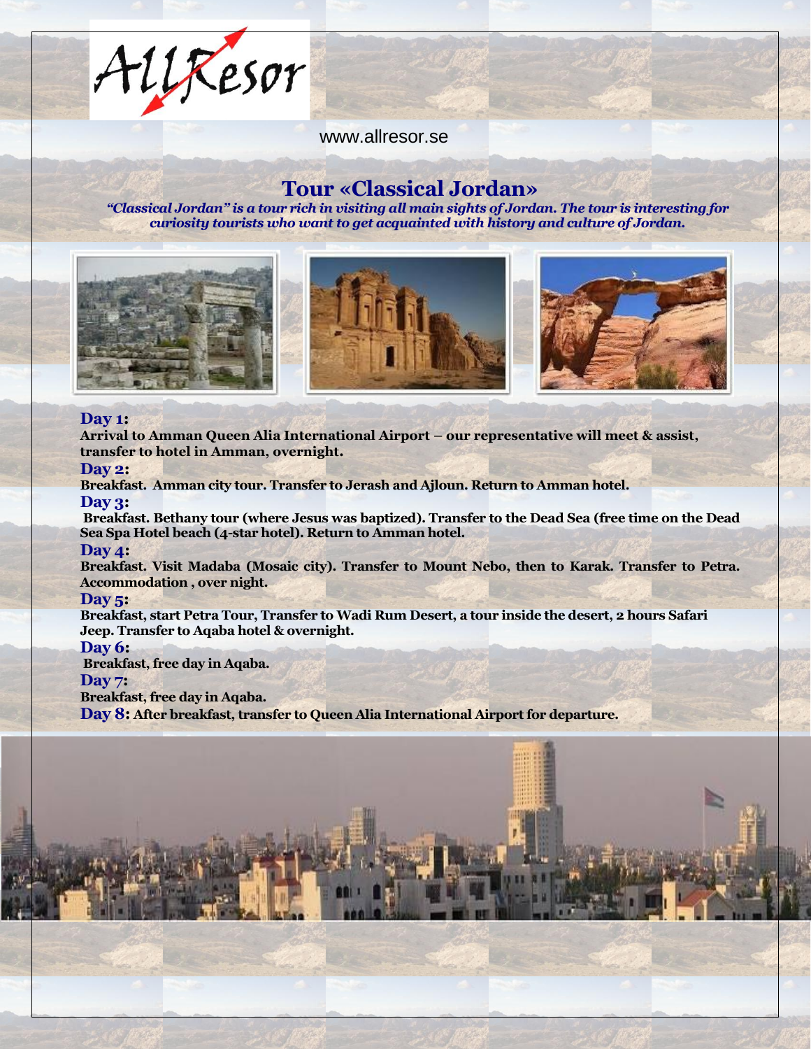AllResor

www.allresor.se

# Tour «Classical Jordan»

***"Classical Jordan" is a tour rich in visiting all main sights of Jordan. The tour is interesting for curiosity tourists who want to get acquainted with history and culture of Jordan.***

**Day 1:**

**Arrival to Amman Queen Alia International Airport – our representative will meet & assist, transfer to hotel in Amman, overnight.**

**Day 2:**

**Breakfast. Amman city tour. Transfer to Jerash and Ajloun. Return to Amman hotel.**

**Day 3:**

**Breakfast. Bethany tour (where Jesus was baptized). Transfer to the Dead Sea (free time on the Dead Sea Spa Hotel beach (4-star hotel). Return to Amman hotel.**

**Day 4:**

**Breakfast. Visit Madaba (Mosaic city). Transfer to Mount Nebo, then to Karak. Transfer to Petra. Accommodation , over night.**

**Day 5:**

**Breakfast, start Petra Tour, Transfer to Wadi Rum Desert, a tour inside the desert, 2 hours Safari Jeep. Transfer to Aqaba hotel & overnight.**

**Day 6:**

**Breakfast, free day in Aqaba.**

**Day 7:**

**Breakfast, free day in Aqaba.**

**Day 8: After breakfast, transfer to Queen Alia International Airport for departure.**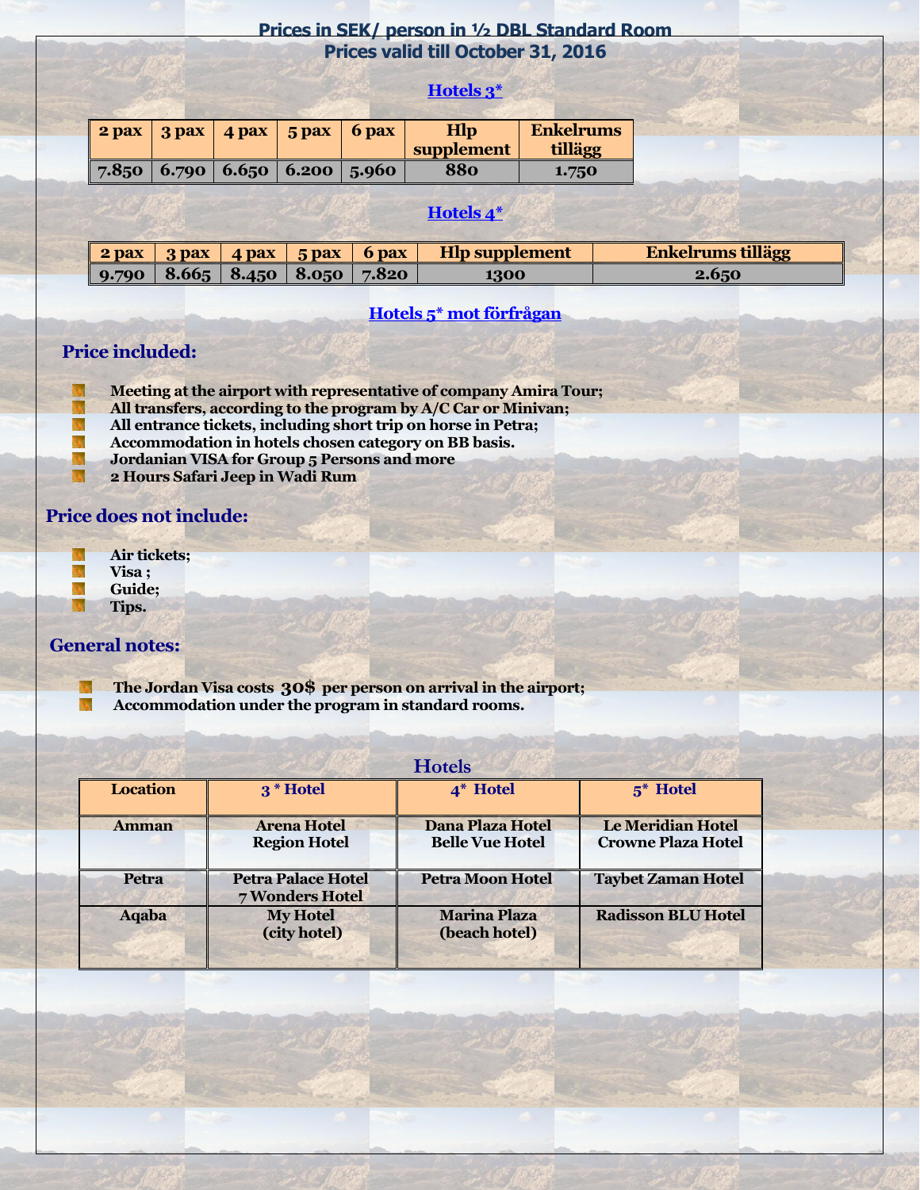## Prices in SEK/ person in ½ DBL Standard Room
## Prices valid till October 31, 2016

### Hotels 3*

| 2 pax | 3 pax | 4 pax | 5 pax | 6 pax | Hlp supplement | Enkelrums tillägg |
|---|---|---|---|---|---|---|
| 7.850 | 6.790 | 6.650 | 6.200 | 5.960 | 880 | 1.750 |

### Hotels 4*

| 2 pax | 3 pax | 4 pax | 5 pax | 6 pax | Hlp supplement | Enkelrums tillägg |
|---|---|---|---|---|---|---|
| 9.790 | 8.665 | 8.450 | 8.050 | 7.820 | 1300 | 2.650 |

### Hotels 5* mot förfrågan

## Price included:

- Meeting at the airport with representative of company Amira Tour;
- All transfers, according to the program by A/C Car or Minivan;
- All entrance tickets, including short trip on horse in Petra;
- Accommodation in hotels chosen category on BB basis.
- Jordanian VISA for Group 5 Persons and more
- 2 Hours Safari Jeep in Wadi Rum

## Price does not include:

- Air tickets;
- Visa ;
- Guide;
- Tips.

## General notes:

- The Jordan Visa costs **30$** per person on arrival in the airport;
- Accommodation under the program in standard rooms.

## Hotels

| Location | 3 * Hotel | 4* Hotel | 5* Hotel |
|---|---|---|---|
| Amman | Arena Hotel<br>Region Hotel | Dana Plaza Hotel<br>Belle Vue Hotel | Le Meridian Hotel<br>Crowne Plaza Hotel |
| Petra | Petra Palace Hotel<br>7 Wonders Hotel | Petra Moon Hotel | Taybet Zaman Hotel |
| Aqaba | My Hotel<br>(city hotel) | Marina Plaza<br>(beach hotel) | Radisson BLU Hotel |